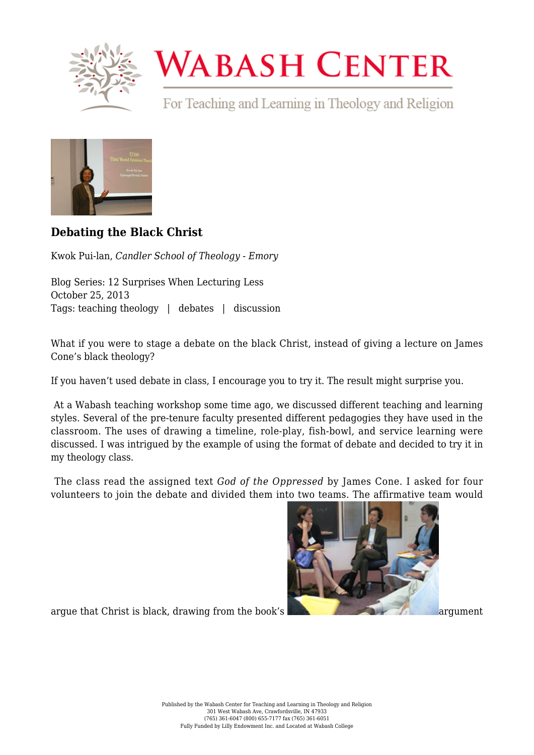# Debating the Black Christ

Kwok Pui-lan, *Candler School of Theology - Emory*

Blog Series: 12 Surprises When Lecturing Less
October 25, 2013
Tags: teaching theology | debates | discussion

What if you were to stage a debate on the black Christ, instead of giving a lecture on James Cone's black theology?

If you haven't used debate in class, I encourage you to try it. The result might surprise you.

At a Wabash teaching workshop some time ago, we discussed different teaching and learning styles. Several of the pre-tenure faculty presented different pedagogies they have used in the classroom. The uses of drawing a timeline, role-play, fish-bowl, and service learning were discussed. I was intrigued by the example of using the format of debate and decided to try it in my theology class.

The class read the assigned text *God of the Oppressed* by James Cone. I asked for four volunteers to join the debate and divided them into two teams. The affirmative team would argue that Christ is black, drawing from the book's argument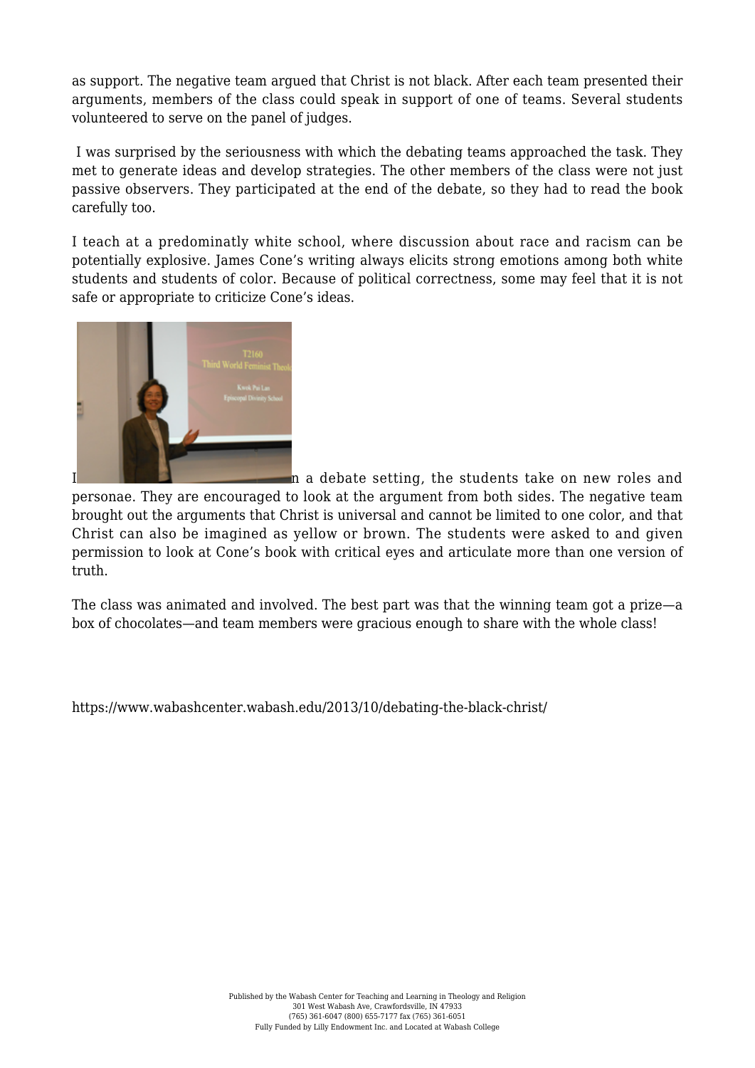as support. The negative team argued that Christ is not black. After each team presented their arguments, members of the class could speak in support of one of teams. Several students volunteered to serve on the panel of judges.

I was surprised by the seriousness with which the debating teams approached the task. They met to generate ideas and develop strategies. The other members of the class were not just passive observers. They participated at the end of the debate, so they had to read the book carefully too.

I teach at a predominatly white school, where discussion about race and racism can be potentially explosive. James Cone's writing always elicits strong emotions among both white students and students of color. Because of political correctness, some may feel that it is not safe or appropriate to criticize Cone's ideas.

In a debate setting, the students take on new roles and personae. They are encouraged to look at the argument from both sides. The negative team brought out the arguments that Christ is universal and cannot be limited to one color, and that Christ can also be imagined as yellow or brown. The students were asked to and given permission to look at Cone's book with critical eyes and articulate more than one version of truth.

The class was animated and involved. The best part was that the winning team got a prize—a box of chocolates—and team members were gracious enough to share with the whole class!

https://www.wabashcenter.wabash.edu/2013/10/debating-the-black-christ/